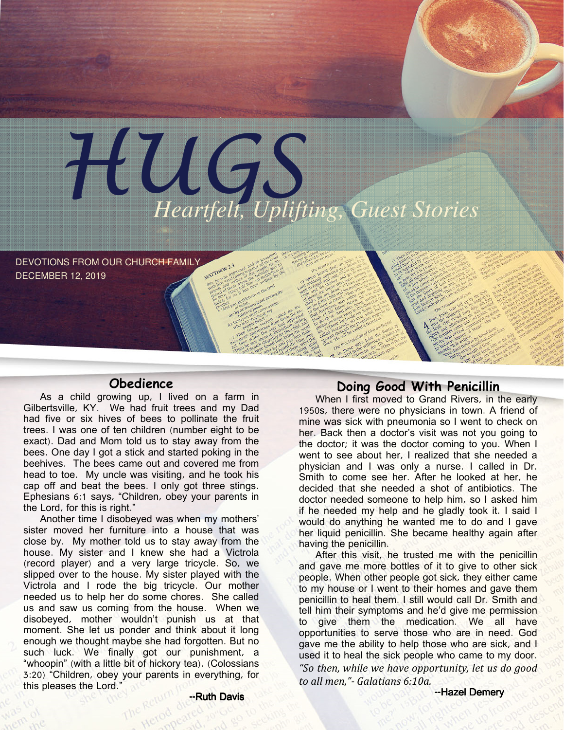# HUGS

*Heartfelt, Uplifting, Guest Stories*

DEVOTIONS FROM OUR CHURCH FAMILY
DECEMBER 12, 2019

## Obedience

As a child growing up, I lived on a farm in Gilbertsville, KY. We had fruit trees and my Dad had five or six hives of bees to pollinate the fruit trees. I was one of ten children (number eight to be exact). Dad and Mom told us to stay away from the bees. One day I got a stick and started poking in the beehives. The bees came out and covered me from head to toe. My uncle was visiting, and he took his cap off and beat the bees. I only got three stings. Ephesians 6:1 says, "Children, obey your parents in the Lord, for this is right."

Another time I disobeyed was when my mothers' sister moved her furniture into a house that was close by. My mother told us to stay away from the house. My sister and I knew she had a Victrola (record player) and a very large tricycle. So, we slipped over to the house. My sister played with the Victrola and I rode the big tricycle. Our mother needed us to help her do some chores. She called us and saw us coming from the house. When we disobeyed, mother wouldn't punish us at that moment. She let us ponder and think about it long enough we thought maybe she had forgotten. But no such luck. We finally got our punishment, a "whoopin" (with a little bit of hickory tea). (Colossians 3:20) "Children, obey your parents in everything, for this pleases the Lord."

--Ruth Davis

## Doing Good With Penicillin

When I first moved to Grand Rivers, in the early 1950s, there were no physicians in town. A friend of mine was sick with pneumonia so I went to check on her. Back then a doctor's visit was not you going to the doctor; it was the doctor coming to you. When I went to see about her, I realized that she needed a physician and I was only a nurse. I called in Dr. Smith to come see her. After he looked at her, he decided that she needed a shot of antibiotics. The doctor needed someone to help him, so I asked him if he needed my help and he gladly took it. I said I would do anything he wanted me to do and I gave her liquid penicillin. She became healthy again after having the penicillin.

After this visit, he trusted me with the penicillin and gave me more bottles of it to give to other sick people. When other people got sick, they either came to my house or I went to their homes and gave them penicillin to heal them. I still would call Dr. Smith and tell him their symptoms and he'd give me permission to give them the medication. We all have opportunities to serve those who are in need. God gave me the ability to help those who are sick, and I used it to heal the sick people who came to my door. *"So then, while we have opportunity, let us do good to all men,"- Galatians 6:10a.*

--Hazel Demery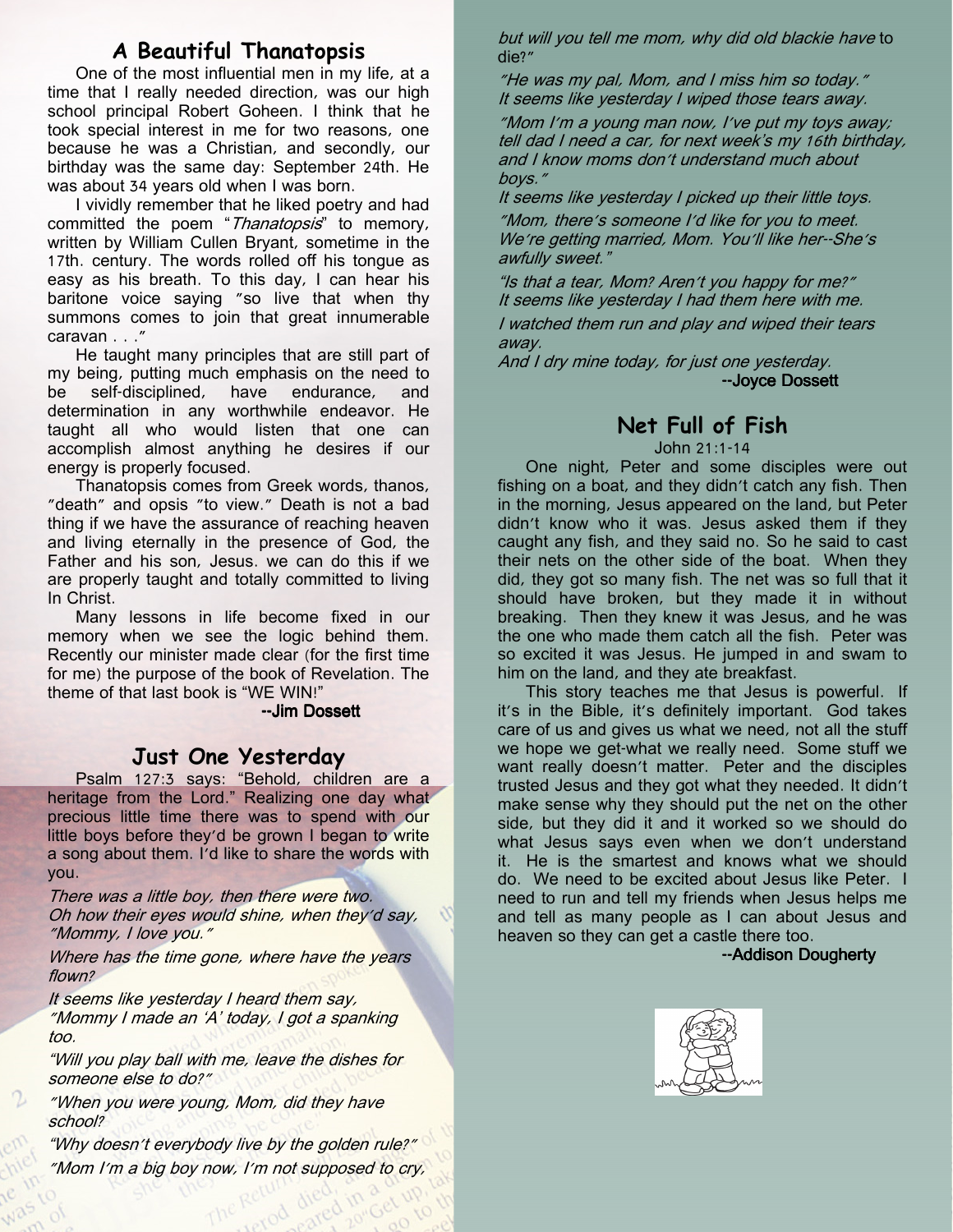## A Beautiful Thanatopsis

One of the most influential men in my life, at a time that I really needed direction, was our high school principal Robert Goheen. I think that he took special interest in me for two reasons, one because he was a Christian, and secondly, our birthday was the same day: September 24th. He was about 34 years old when I was born.

I vividly remember that he liked poetry and had committed the poem "*Thanatopsis*" to memory, written by William Cullen Bryant, sometime in the 17th. century. The words rolled off his tongue as easy as his breath. To this day, I can hear his baritone voice saying "so live that when thy summons comes to join that great innumerable caravan . . ."

He taught many principles that are still part of my being, putting much emphasis on the need to be self-disciplined, have endurance, and determination in any worthwhile endeavor. He taught all who would listen that one can accomplish almost anything he desires if our energy is properly focused.

Thanatopsis comes from Greek words, thanos, "death" and opsis "to view." Death is not a bad thing if we have the assurance of reaching heaven and living eternally in the presence of God, the Father and his son, Jesus. we can do this if we are properly taught and totally committed to living In Christ.

Many lessons in life become fixed in our memory when we see the logic behind them. Recently our minister made clear (for the first time for me) the purpose of the book of Revelation. The theme of that last book is "WE WIN!"

**--Jim Dossett**

## Just One Yesterday

Psalm 127:3 says: "Behold, children are a heritage from the Lord." Realizing one day what precious little time there was to spend with our little boys before they'd be grown I began to write a song about them. I'd like to share the words with you.

*There was a little boy, then there were two.*
*Oh how their eyes would shine, when they'd say, "Mommy, I love you."*

*Where has the time gone, where have the years flown?*

*It seems like yesterday I heard them say, "Mommy I made an 'A' today, I got a spanking too.*

*"Will you play ball with me, leave the dishes for someone else to do?"*

*"When you were young, Mom, did they have school?*

*"Why doesn't everybody live by the golden rule?"*

*"Mom I'm a big boy now, I'm not supposed to cry, but will you tell me mom, why did old blackie have* to die?"

*"He was my pal, Mom, and I miss him so today."*
*It seems like yesterday I wiped those tears away.*

*"Mom I'm a young man now, I've put my toys away; tell dad I need a car, for next week's my 16th birthday, and I know moms don't understand much about boys."*
*It seems like yesterday I picked up their little toys.*

*"Mom, there's someone I'd like for you to meet. We're getting married, Mom. You'll like her--She's awfully sweet."*

*"Is that a tear, Mom? Aren't you happy for me?"*
*It seems like yesterday I had them here with me.*

*I watched them run and play and wiped their tears away.*
*And I dry mine today, for just one yesterday.*

**--Joyce Dossett**

## Net Full of Fish

John 21:1-14

One night, Peter and some disciples were out fishing on a boat, and they didn't catch any fish. Then in the morning, Jesus appeared on the land, but Peter didn't know who it was. Jesus asked them if they caught any fish, and they said no. So he said to cast their nets on the other side of the boat. When they did, they got so many fish. The net was so full that it should have broken, but they made it in without breaking. Then they knew it was Jesus, and he was the one who made them catch all the fish. Peter was so excited it was Jesus. He jumped in and swam to him on the land, and they ate breakfast.

This story teaches me that Jesus is powerful. If it's in the Bible, it's definitely important. God takes care of us and gives us what we need, not all the stuff we hope we get-what we really need. Some stuff we want really doesn't matter. Peter and the disciples trusted Jesus and they got what they needed. It didn't make sense why they should put the net on the other side, but they did it and it worked so we should do what Jesus says even when we don't understand it. He is the smartest and knows what we should do. We need to be excited about Jesus like Peter. I need to run and tell my friends when Jesus helps me and tell as many people as I can about Jesus and heaven so they can get a castle there too.

**--Addison Dougherty**